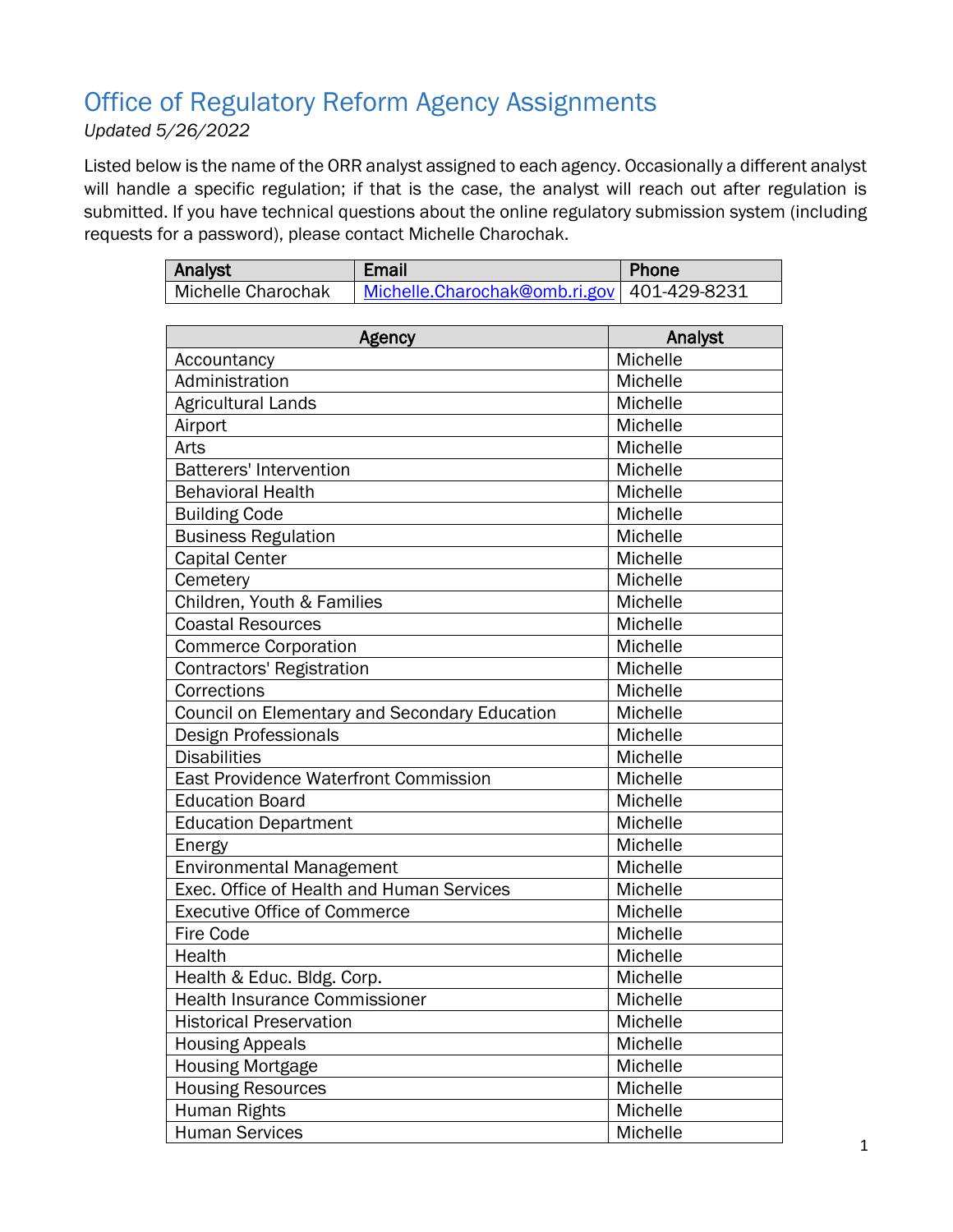# Office of Regulatory Reform Agency Assignments

*Updated 5/26/2022*

Listed below is the name of the ORR analyst assigned to each agency. Occasionally a different analyst will handle a specific regulation; if that is the case, the analyst will reach out after regulation is submitted. If you have technical questions about the online regulatory submission system (including requests for a password), please contact Michelle Charochak.

| Analyst | Email | Phone |
|---|---|---|
| Michelle Charochak | Michelle.Charochak@omb.ri.gov | 401-429-8231 |

| Agency | Analyst |
|---|---|
| Accountancy | Michelle |
| Administration | Michelle |
| Agricultural Lands | Michelle |
| Airport | Michelle |
| Arts | Michelle |
| Batterers' Intervention | Michelle |
| Behavioral Health | Michelle |
| Building Code | Michelle |
| Business Regulation | Michelle |
| Capital Center | Michelle |
| Cemetery | Michelle |
| Children, Youth & Families | Michelle |
| Coastal Resources | Michelle |
| Commerce Corporation | Michelle |
| Contractors' Registration | Michelle |
| Corrections | Michelle |
| Council on Elementary and Secondary Education | Michelle |
| Design Professionals | Michelle |
| Disabilities | Michelle |
| East Providence Waterfront Commission | Michelle |
| Education Board | Michelle |
| Education Department | Michelle |
| Energy | Michelle |
| Environmental Management | Michelle |
| Exec. Office of Health and Human Services | Michelle |
| Executive Office of Commerce | Michelle |
| Fire Code | Michelle |
| Health | Michelle |
| Health & Educ. Bldg. Corp. | Michelle |
| Health Insurance Commissioner | Michelle |
| Historical Preservation | Michelle |
| Housing Appeals | Michelle |
| Housing Mortgage | Michelle |
| Housing Resources | Michelle |
| Human Rights | Michelle |
| Human Services | Michelle |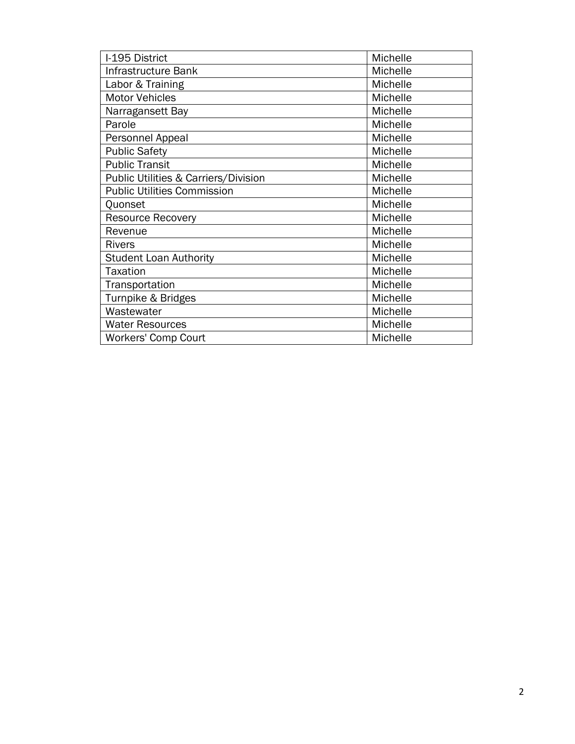| | |
|---|---|
| I-195 District | Michelle |
| Infrastructure Bank | Michelle |
| Labor & Training | Michelle |
| Motor Vehicles | Michelle |
| Narragansett Bay | Michelle |
| Parole | Michelle |
| Personnel Appeal | Michelle |
| Public Safety | Michelle |
| Public Transit | Michelle |
| Public Utilities & Carriers/Division | Michelle |
| Public Utilities Commission | Michelle |
| Quonset | Michelle |
| Resource Recovery | Michelle |
| Revenue | Michelle |
| Rivers | Michelle |
| Student Loan Authority | Michelle |
| Taxation | Michelle |
| Transportation | Michelle |
| Turnpike & Bridges | Michelle |
| Wastewater | Michelle |
| Water Resources | Michelle |
| Workers' Comp Court | Michelle |